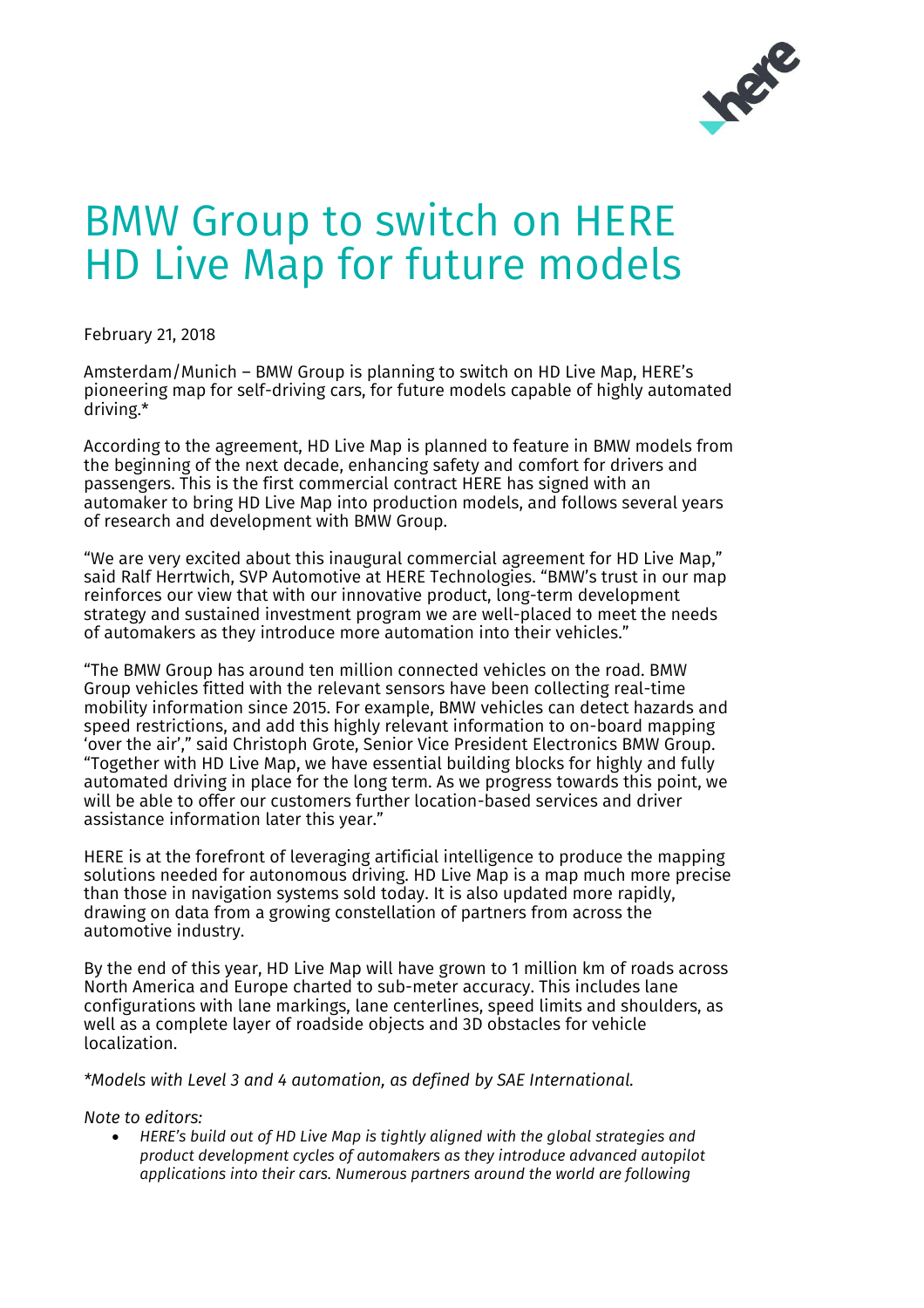# BMW Group to switch on HERE HD Live Map for future models

February 21, 2018

Amsterdam/Munich – BMW Group is planning to switch on HD Live Map, HERE's pioneering map for self-driving cars, for future models capable of highly automated driving.*

According to the agreement, HD Live Map is planned to feature in BMW models from the beginning of the next decade, enhancing safety and comfort for drivers and passengers. This is the first commercial contract HERE has signed with an automaker to bring HD Live Map into production models, and follows several years of research and development with BMW Group.

"We are very excited about this inaugural commercial agreement for HD Live Map," said Ralf Herrtwich, SVP Automotive at HERE Technologies. "BMW's trust in our map reinforces our view that with our innovative product, long-term development strategy and sustained investment program we are well-placed to meet the needs of automakers as they introduce more automation into their vehicles."

"The BMW Group has around ten million connected vehicles on the road. BMW Group vehicles fitted with the relevant sensors have been collecting real-time mobility information since 2015. For example, BMW vehicles can detect hazards and speed restrictions, and add this highly relevant information to on-board mapping 'over the air'," said Christoph Grote, Senior Vice President Electronics BMW Group. "Together with HD Live Map, we have essential building blocks for highly and fully automated driving in place for the long term. As we progress towards this point, we will be able to offer our customers further location-based services and driver assistance information later this year."

HERE is at the forefront of leveraging artificial intelligence to produce the mapping solutions needed for autonomous driving. HD Live Map is a map much more precise than those in navigation systems sold today. It is also updated more rapidly, drawing on data from a growing constellation of partners from across the automotive industry.

By the end of this year, HD Live Map will have grown to 1 million km of roads across North America and Europe charted to sub-meter accuracy. This includes lane configurations with lane markings, lane centerlines, speed limits and shoulders, as well as a complete layer of roadside objects and 3D obstacles for vehicle localization.

*\*Models with Level 3 and 4 automation, as defined by SAE International.*

*Note to editors:*

- *HERE's build out of HD Live Map is tightly aligned with the global strategies and product development cycles of automakers as they introduce advanced autopilot applications into their cars. Numerous partners around the world are following*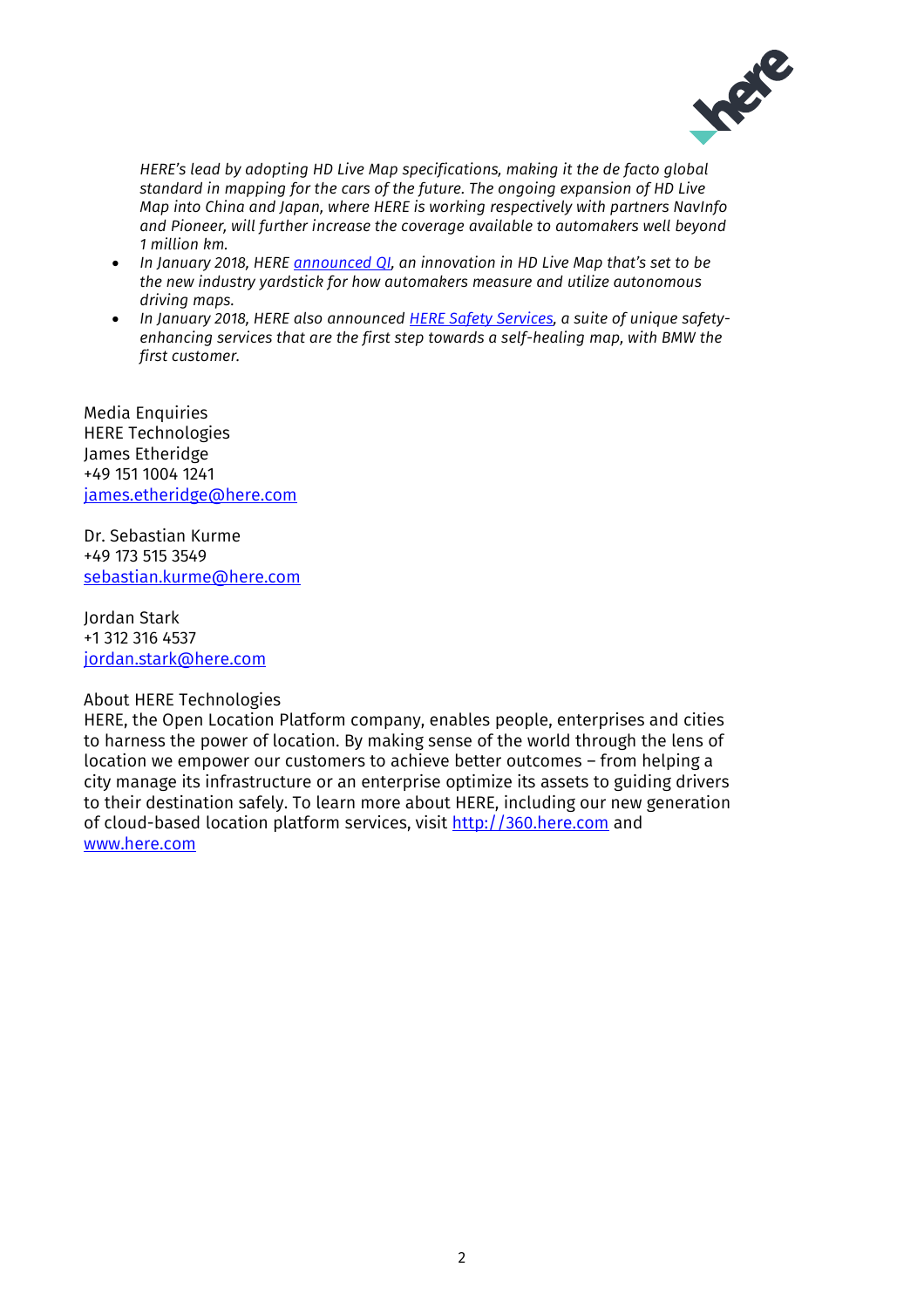*HERE's lead by adopting HD Live Map specifications, making it the de facto global standard in mapping for the cars of the future. The ongoing expansion of HD Live Map into China and Japan, where HERE is working respectively with partners NavInfo and Pioneer, will further increase the coverage available to automakers well beyond 1 million km.*

- *In January 2018, HERE [announced QI](), an innovation in HD Live Map that's set to be the new industry yardstick for how automakers measure and utilize autonomous driving maps.*
- *In January 2018, HERE also announced [HERE Safety Services](), a suite of unique safety-enhancing services that are the first step towards a self-healing map, with BMW the first customer.*

Media Enquiries
HERE Technologies
James Etheridge
+49 151 1004 1241
james.etheridge@here.com

Dr. Sebastian Kurme
+49 173 515 3549
sebastian.kurme@here.com

Jordan Stark
+1 312 316 4537
jordan.stark@here.com

About HERE Technologies
HERE, the Open Location Platform company, enables people, enterprises and cities to harness the power of location. By making sense of the world through the lens of location we empower our customers to achieve better outcomes – from helping a city manage its infrastructure or an enterprise optimize its assets to guiding drivers to their destination safely. To learn more about HERE, including our new generation of cloud-based location platform services, visit http://360.here.com and www.here.com